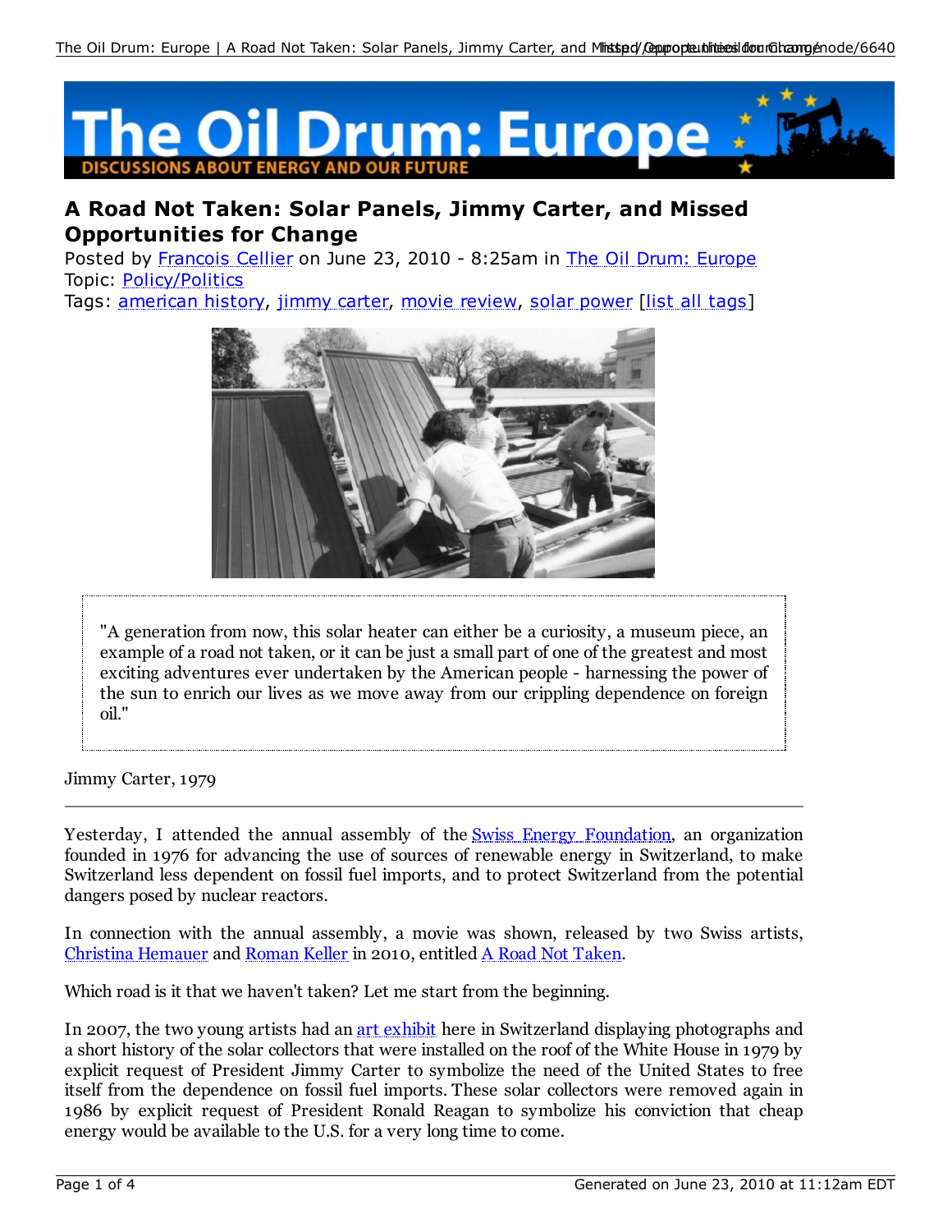# A Road Not Taken: Solar Panels, Jimmy Carter, and Missed Opportunities for Change

Posted by Francois Cellier on June 23, 2010 - 8:25am in The Oil Drum: Europe
Topic: Policy/Politics
Tags: american history, jimmy carter, movie review, solar power [list all tags]

> "A generation from now, this solar heater can either be a curiosity, a museum piece, an example of a road not taken, or it can be just a small part of one of the greatest and most exciting adventures ever undertaken by the American people - harnessing the power of the sun to enrich our lives as we move away from our crippling dependence on foreign oil."

Jimmy Carter, 1979

---

Yesterday, I attended the annual assembly of the Swiss Energy Foundation, an organization founded in 1976 for advancing the use of sources of renewable energy in Switzerland, to make Switzerland less dependent on fossil fuel imports, and to protect Switzerland from the potential dangers posed by nuclear reactors.

In connection with the annual assembly, a movie was shown, released by two Swiss artists, Christina Hemauer and Roman Keller in 2010, entitled A Road Not Taken.

Which road is it that we haven't taken? Let me start from the beginning.

In 2007, the two young artists had an art exhibit here in Switzerland displaying photographs and a short history of the solar collectors that were installed on the roof of the White House in 1979 by explicit request of President Jimmy Carter to symbolize the need of the United States to free itself from the dependence on fossil fuel imports. These solar collectors were removed again in 1986 by explicit request of President Ronald Reagan to symbolize his conviction that cheap energy would be available to the U.S. for a very long time to come.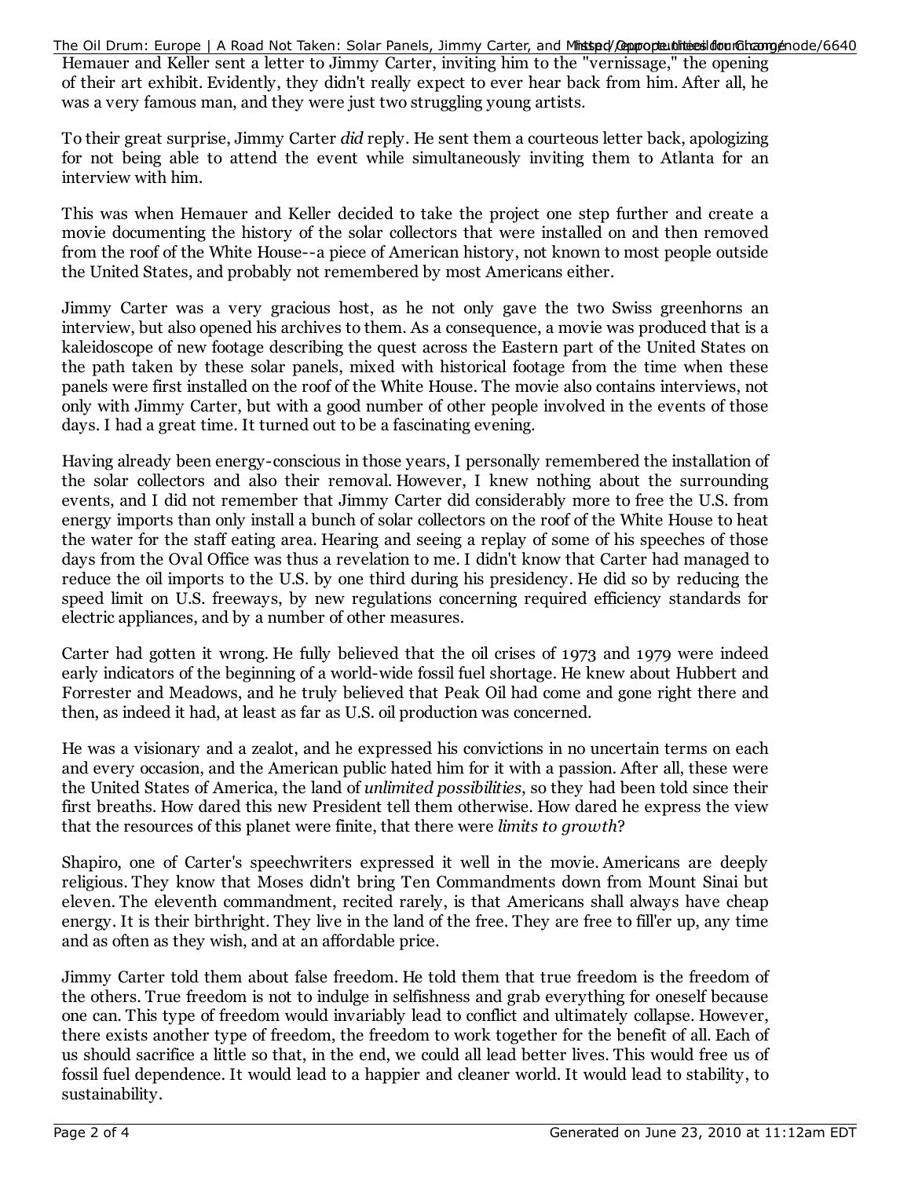Hemauer and Keller sent a letter to Jimmy Carter, inviting him to the "vernissage," the opening of their art exhibit. Evidently, they didn't really expect to ever hear back from him. After all, he was a very famous man, and they were just two struggling young artists.

To their great surprise, Jimmy Carter *did* reply. He sent them a courteous letter back, apologizing for not being able to attend the event while simultaneously inviting them to Atlanta for an interview with him.

This was when Hemauer and Keller decided to take the project one step further and create a movie documenting the history of the solar collectors that were installed on and then removed from the roof of the White House--a piece of American history, not known to most people outside the United States, and probably not remembered by most Americans either.

Jimmy Carter was a very gracious host, as he not only gave the two Swiss greenhorns an interview, but also opened his archives to them. As a consequence, a movie was produced that is a kaleidoscope of new footage describing the quest across the Eastern part of the United States on the path taken by these solar panels, mixed with historical footage from the time when these panels were first installed on the roof of the White House. The movie also contains interviews, not only with Jimmy Carter, but with a good number of other people involved in the events of those days. I had a great time. It turned out to be a fascinating evening.

Having already been energy-conscious in those years, I personally remembered the installation of the solar collectors and also their removal. However, I knew nothing about the surrounding events, and I did not remember that Jimmy Carter did considerably more to free the U.S. from energy imports than only install a bunch of solar collectors on the roof of the White House to heat the water for the staff eating area. Hearing and seeing a replay of some of his speeches of those days from the Oval Office was thus a revelation to me. I didn't know that Carter had managed to reduce the oil imports to the U.S. by one third during his presidency. He did so by reducing the speed limit on U.S. freeways, by new regulations concerning required efficiency standards for electric appliances, and by a number of other measures.

Carter had gotten it wrong. He fully believed that the oil crises of 1973 and 1979 were indeed early indicators of the beginning of a world-wide fossil fuel shortage. He knew about Hubbert and Forrester and Meadows, and he truly believed that Peak Oil had come and gone right there and then, as indeed it had, at least as far as U.S. oil production was concerned.

He was a visionary and a zealot, and he expressed his convictions in no uncertain terms on each and every occasion, and the American public hated him for it with a passion. After all, these were the United States of America, the land of *unlimited possibilities*, so they had been told since their first breaths. How dared this new President tell them otherwise. How dared he express the view that the resources of this planet were finite, that there were *limits to growth*?

Shapiro, one of Carter's speechwriters expressed it well in the movie. Americans are deeply religious. They know that Moses didn't bring Ten Commandments down from Mount Sinai but eleven. The eleventh commandment, recited rarely, is that Americans shall always have cheap energy. It is their birthright. They live in the land of the free. They are free to fill'er up, any time and as often as they wish, and at an affordable price.

Jimmy Carter told them about false freedom. He told them that true freedom is the freedom of the others. True freedom is not to indulge in selfishness and grab everything for oneself because one can. This type of freedom would invariably lead to conflict and ultimately collapse. However, there exists another type of freedom, the freedom to work together for the benefit of all. Each of us should sacrifice a little so that, in the end, we could all lead better lives. This would free us of fossil fuel dependence. It would lead to a happier and cleaner world. It would lead to stability, to sustainability.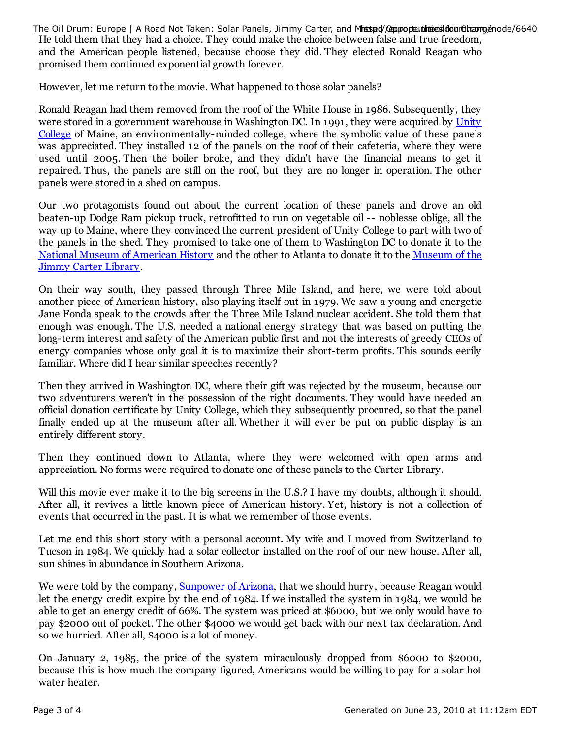He told them that they had a choice. They could make the choice between false and true freedom, and the American people listened, because choose they did. They elected Ronald Reagan who promised them continued exponential growth forever.

However, let me return to the movie. What happened to those solar panels?

Ronald Reagan had them removed from the roof of the White House in 1986. Subsequently, they were stored in a government warehouse in Washington DC. In 1991, they were acquired by Unity College of Maine, an environmentally-minded college, where the symbolic value of these panels was appreciated. They installed 12 of the panels on the roof of their cafeteria, where they were used until 2005. Then the boiler broke, and they didn't have the financial means to get it repaired. Thus, the panels are still on the roof, but they are no longer in operation. The other panels were stored in a shed on campus.

Our two protagonists found out about the current location of these panels and drove an old beaten-up Dodge Ram pickup truck, retrofitted to run on vegetable oil -- noblesse oblige, all the way up to Maine, where they convinced the current president of Unity College to part with two of the panels in the shed. They promised to take one of them to Washington DC to donate it to the National Museum of American History and the other to Atlanta to donate it to the Museum of the Jimmy Carter Library.

On their way south, they passed through Three Mile Island, and here, we were told about another piece of American history, also playing itself out in 1979. We saw a young and energetic Jane Fonda speak to the crowds after the Three Mile Island nuclear accident. She told them that enough was enough. The U.S. needed a national energy strategy that was based on putting the long-term interest and safety of the American public first and not the interests of greedy CEOs of energy companies whose only goal it is to maximize their short-term profits. This sounds eerily familiar. Where did I hear similar speeches recently?

Then they arrived in Washington DC, where their gift was rejected by the museum, because our two adventurers weren't in the possession of the right documents. They would have needed an official donation certificate by Unity College, which they subsequently procured, so that the panel finally ended up at the museum after all. Whether it will ever be put on public display is an entirely different story.

Then they continued down to Atlanta, where they were welcomed with open arms and appreciation. No forms were required to donate one of these panels to the Carter Library.

Will this movie ever make it to the big screens in the U.S.? I have my doubts, although it should. After all, it revives a little known piece of American history. Yet, history is not a collection of events that occurred in the past. It is what we remember of those events.

Let me end this short story with a personal account. My wife and I moved from Switzerland to Tucson in 1984. We quickly had a solar collector installed on the roof of our new house. After all, sun shines in abundance in Southern Arizona.

We were told by the company, Sunpower of Arizona, that we should hurry, because Reagan would let the energy credit expire by the end of 1984. If we installed the system in 1984, we would be able to get an energy credit of 66%. The system was priced at $6000, but we only would have to pay $2000 out of pocket. The other $4000 we would get back with our next tax declaration. And so we hurried. After all, $4000 is a lot of money.

On January 2, 1985, the price of the system miraculously dropped from $6000 to $2000, because this is how much the company figured, Americans would be willing to pay for a solar hot water heater.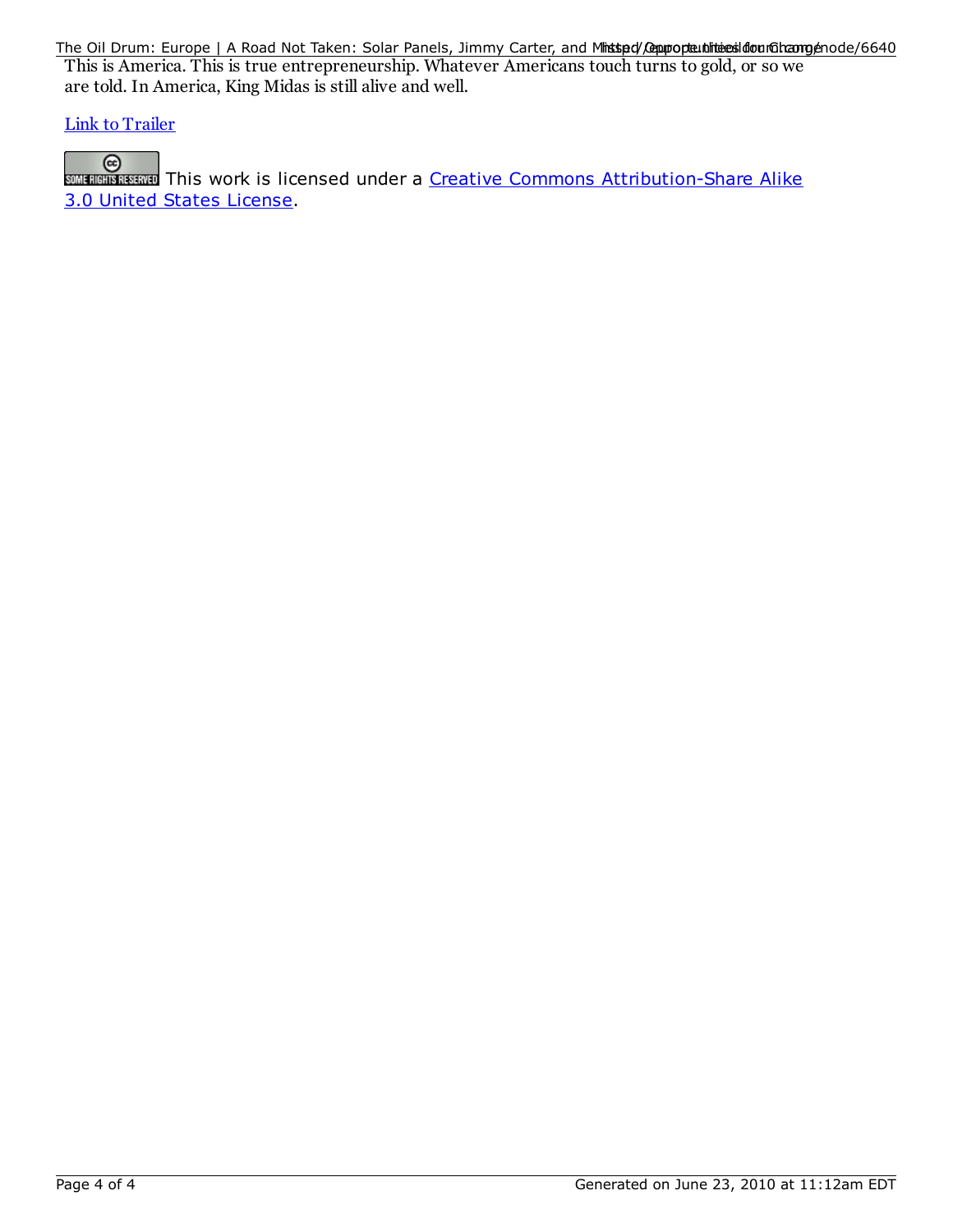This is America. This is true entrepreneurship. Whatever Americans touch turns to gold, or so we are told. In America, King Midas is still alive and well.

Link to Trailer

This work is licensed under a Creative Commons Attribution-Share Alike 3.0 United States License.